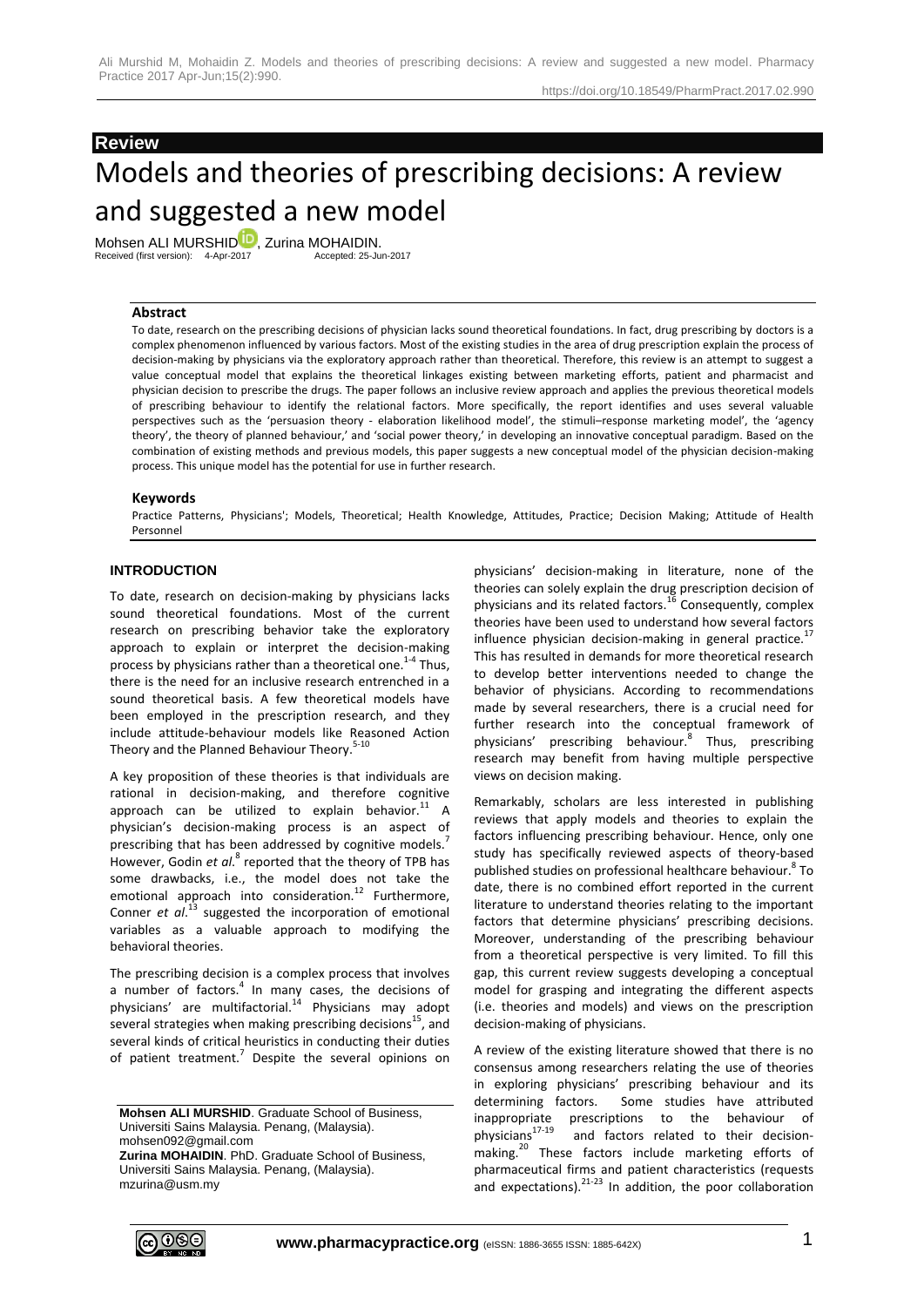**Review**

# Models and theories of prescribing decisions: A review and suggested a new model

Mohsen ALI MURSHID, Zurina MOHAIDIN.

Received (first version): 4-Apr-2017 Accepted: 25-Jun-2017

## Abstract

To date, research on the prescribing decisions of physician lacks sound theoretical foundations. In fact, drug prescribing by doctors is a complex phenomenon influenced by various factors. Most of the existing studies in the area of drug prescription explain the process of decision-making by physicians via the exploratory approach rather than theoretical. Therefore, this review is an attempt to suggest a value conceptual model that explains the theoretical linkages existing between marketing efforts, patient and pharmacist and physician decision to prescribe the drugs. The paper follows an inclusive review approach and applies the previous theoretical models of prescribing behaviour to identify the relational factors. More specifically, the report identifies and uses several valuable perspectives such as the 'persuasion theory - elaboration likelihood model', the stimuli–response marketing model', the 'agency theory', the theory of planned behaviour,' and 'social power theory,' in developing an innovative conceptual paradigm. Based on the combination of existing methods and previous models, this paper suggests a new conceptual model of the physician decision-making process. This unique model has the potential for use in further research.

## Keywords

Practice Patterns, Physicians'; Models, Theoretical; Health Knowledge, Attitudes, Practice; Decision Making; Attitude of Health Personnel

## INTRODUCTION

To date, research on decision-making by physicians lacks sound theoretical foundations. Most of the current research on prescribing behavior take the exploratory approach to explain or interpret the decision-making process by physicians rather than a theoretical one.[1-4] Thus, there is the need for an inclusive research entrenched in a sound theoretical basis. A few theoretical models have been employed in the prescription research, and they include attitude-behaviour models like Reasoned Action Theory and the Planned Behaviour Theory.[5-10]

A key proposition of these theories is that individuals are rational in decision-making, and therefore cognitive approach can be utilized to explain behavior.[11] A physician's decision-making process is an aspect of prescribing that has been addressed by cognitive models.[7] However, Godin *et al.*[8] reported that the theory of TPB has some drawbacks, i.e., the model does not take the emotional approach into consideration.[12] Furthermore, Conner *et al.*[13] suggested the incorporation of emotional variables as a valuable approach to modifying the behavioral theories.

The prescribing decision is a complex process that involves a number of factors.[4] In many cases, the decisions of physicians' are multifactorial.[14] Physicians may adopt several strategies when making prescribing decisions[15], and several kinds of critical heuristics in conducting their duties of patient treatment.[7] Despite the several opinions on physicians' decision-making in literature, none of the theories can solely explain the drug prescription decision of physicians and its related factors.[16] Consequently, complex theories have been used to understand how several factors influence physician decision-making in general practice.[17] This has resulted in demands for more theoretical research to develop better interventions needed to change the behavior of physicians. According to recommendations made by several researchers, there is a crucial need for further research into the conceptual framework of physicians' prescribing behaviour.[8] Thus, prescribing research may benefit from having multiple perspective views on decision making.

Remarkably, scholars are less interested in publishing reviews that apply models and theories to explain the factors influencing prescribing behaviour. Hence, only one study has specifically reviewed aspects of theory-based published studies on professional healthcare behaviour.[8] To date, there is no combined effort reported in the current literature to understand theories relating to the important factors that determine physicians' prescribing decisions. Moreover, understanding of the prescribing behaviour from a theoretical perspective is very limited. To fill this gap, this current review suggests developing a conceptual model for grasping and integrating the different aspects (i.e. theories and models) and views on the prescription decision-making of physicians.

A review of the existing literature showed that there is no consensus among researchers relating the use of theories in exploring physicians' prescribing behaviour and its determining factors. Some studies have attributed inappropriate prescriptions to the behaviour of physicians[17-19] and factors related to their decision-making.[20] These factors include marketing efforts of pharmaceutical firms and patient characteristics (requests and expectations).[21-23] In addition, the poor collaboration

**Mohsen ALI MURSHID**. Graduate School of Business, Universiti Sains Malaysia. Penang, (Malaysia). mohsen092@gmail.com

**Zurina MOHAIDIN**. PhD. Graduate School of Business, Universiti Sains Malaysia. Penang, (Malaysia). mzurina@usm.my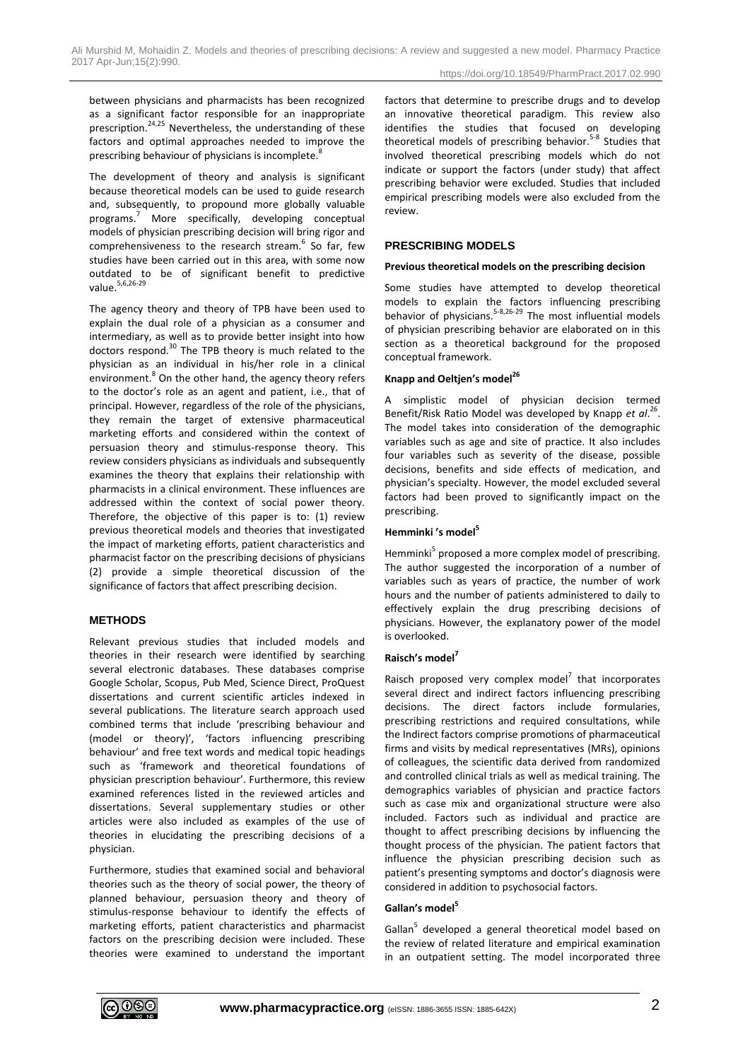between physicians and pharmacists has been recognized as a significant factor responsible for an inappropriate prescription.[24,25] Nevertheless, the understanding of these factors and optimal approaches needed to improve the prescribing behaviour of physicians is incomplete.[8]

The development of theory and analysis is significant because theoretical models can be used to guide research and, subsequently, to propound more globally valuable programs.[7] More specifically, developing conceptual models of physician prescribing decision will bring rigor and comprehensiveness to the research stream.[6] So far, few studies have been carried out in this area, with some now outdated to be of significant benefit to predictive value.[5,6,26-29]

The agency theory and theory of TPB have been used to explain the dual role of a physician as a consumer and intermediary, as well as to provide better insight into how doctors respond.[30] The TPB theory is much related to the physician as an individual in his/her role in a clinical environment.[8] On the other hand, the agency theory refers to the doctor's role as an agent and patient, i.e., that of principal. However, regardless of the role of the physicians, they remain the target of extensive pharmaceutical marketing efforts and considered within the context of persuasion theory and stimulus-response theory. This review considers physicians as individuals and subsequently examines the theory that explains their relationship with pharmacists in a clinical environment. These influences are addressed within the context of social power theory. Therefore, the objective of this paper is to: (1) review previous theoretical models and theories that investigated the impact of marketing efforts, patient characteristics and pharmacist factor on the prescribing decisions of physicians (2) provide a simple theoretical discussion of the significance of factors that affect prescribing decision.

## METHODS

Relevant previous studies that included models and theories in their research were identified by searching several electronic databases. These databases comprise Google Scholar, Scopus, Pub Med, Science Direct, ProQuest dissertations and current scientific articles indexed in several publications. The literature search approach used combined terms that include 'prescribing behaviour and (model or theory)', 'factors influencing prescribing behaviour' and free text words and medical topic headings such as 'framework and theoretical foundations of physician prescription behaviour'. Furthermore, this review examined references listed in the reviewed articles and dissertations. Several supplementary studies or other articles were also included as examples of the use of theories in elucidating the prescribing decisions of a physician.

Furthermore, studies that examined social and behavioral theories such as the theory of social power, the theory of planned behaviour, persuasion theory and theory of stimulus-response behaviour to identify the effects of marketing efforts, patient characteristics and pharmacist factors on the prescribing decision were included. These theories were examined to understand the important factors that determine to prescribe drugs and to develop an innovative theoretical paradigm. This review also identifies the studies that focused on developing theoretical models of prescribing behavior.[5-8] Studies that involved theoretical prescribing models which do not indicate or support the factors (under study) that affect prescribing behavior were excluded. Studies that included empirical prescribing models were also excluded from the review.

## PRESCRIBING MODELS

### Previous theoretical models on the prescribing decision

Some studies have attempted to develop theoretical models to explain the factors influencing prescribing behavior of physicians.[5-8,26-29] The most influential models of physician prescribing behavior are elaborated on in this section as a theoretical background for the proposed conceptual framework.

#### Knapp and Oeltjen's model[26]

A simplistic model of physician decision termed Benefit/Risk Ratio Model was developed by Knapp *et al*.[26]. The model takes into consideration of the demographic variables such as age and site of practice. It also includes four variables such as severity of the disease, possible decisions, benefits and side effects of medication, and physician's specialty. However, the model excluded several factors had been proved to significantly impact on the prescribing.

#### Hemminki 's model[5]

Hemminki[5] proposed a more complex model of prescribing. The author suggested the incorporation of a number of variables such as years of practice, the number of work hours and the number of patients administered to daily to effectively explain the drug prescribing decisions of physicians. However, the explanatory power of the model is overlooked.

#### Raisch's model[7]

Raisch proposed very complex model[7] that incorporates several direct and indirect factors influencing prescribing decisions. The direct factors include formularies, prescribing restrictions and required consultations, while the Indirect factors comprise promotions of pharmaceutical firms and visits by medical representatives (MRs), opinions of colleagues, the scientific data derived from randomized and controlled clinical trials as well as medical training. The demographics variables of physician and practice factors such as case mix and organizational structure were also included. Factors such as individual and practice are thought to affect prescribing decisions by influencing the thought process of the physician. The patient factors that influence the physician prescribing decision such as patient's presenting symptoms and doctor's diagnosis were considered in addition to psychosocial factors.

#### Gallan's model[5]

Gallan[5] developed a general theoretical model based on the review of related literature and empirical examination in an outpatient setting. The model incorporated three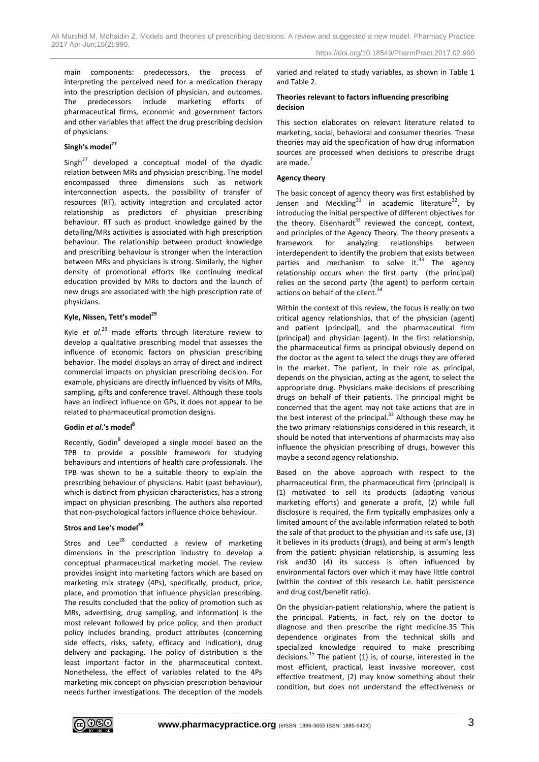main components: predecessors, the process of interpreting the perceived need for a medication therapy into the prescription decision of physician, and outcomes. The predecessors include marketing efforts of pharmaceutical firms, economic and government factors and other variables that affect the drug prescribing decision of physicians.

### Singh's model[27]

Singh[27] developed a conceptual model of the dyadic relation between MRs and physician prescribing. The model encompassed three dimensions such as network interconnection aspects, the possibility of transfer of resources (RT), activity integration and circulated actor relationship as predictors of physician prescribing behaviour. RT such as product knowledge gained by the detailing/MRs activities is associated with high prescription behaviour. The relationship between product knowledge and prescribing behaviour is stronger when the interaction between MRs and physicians is strong. Similarly, the higher density of promotional efforts like continuing medical education provided by MRs to doctors and the launch of new drugs are associated with the high prescription rate of physicians.

### Kyle, Nissen, Tett's model[29]

Kyle *et al*.[29] made efforts through literature review to develop a qualitative prescribing model that assesses the influence of economic factors on physician prescribing behavior. The model displays an array of direct and indirect commercial impacts on physician prescribing decision. For example, physicians are directly influenced by visits of MRs, sampling, gifts and conference travel. Although these tools have an indirect influence on GPs, it does not appear to be related to pharmaceutical promotion designs.

### Godin *et al*.'s model[8]

Recently, Godin[8] developed a single model based on the TPB to provide a possible framework for studying behaviours and intentions of health care professionals. The TPB was shown to be a suitable theory to explain the prescribing behaviour of physicians. Habit (past behaviour), which is distinct from physician characteristics, has a strong impact on physician prescribing. The authors also reported that non-psychological factors influence choice behaviour.

### Stros and Lee's model[28]

Stros and Lee[28] conducted a review of marketing dimensions in the prescription industry to develop a conceptual pharmaceutical marketing model. The review provides insight into marketing factors which are based on marketing mix strategy (4Ps), specifically, product, price, place, and promotion that influence physician prescribing. The results concluded that the policy of promotion such as MRs, advertising, drug sampling, and information) is the most relevant followed by price policy, and then product policy includes branding, product attributes (concerning side effects, risks, safety, efficacy and indication), drug delivery and packaging. The policy of distribution is the least important factor in the pharmaceutical context. Nonetheless, the effect of variables related to the 4Ps marketing mix concept on physician prescription behaviour needs further investigations. The deception of the models varied and related to study variables, as shown in Table 1 and Table 2.

### Theories relevant to factors influencing prescribing decision

This section elaborates on relevant literature related to marketing, social, behavioral and consumer theories. These theories may aid the specification of how drug information sources are processed when decisions to prescribe drugs are made.[7]

### Agency theory

The basic concept of agency theory was first established by Jensen and Meckling[31] in academic literature[32], by introducing the initial perspective of different objectives for the theory. Eisenhardt[33] reviewed the concept, context, and principles of the Agency Theory. The theory presents a framework for analyzing relationships between interdependent to identify the problem that exists between parties and mechanism to solve it.[33] The agency relationship occurs when the first party (the principal) relies on the second party (the agent) to perform certain actions on behalf of the client.[34]

Within the context of this review, the focus is really on two critical agency relationships, that of the physician (agent) and patient (principal), and the pharmaceutical firm (principal) and physician (agent). In the first relationship, the pharmaceutical firms as principal obviously depend on the doctor as the agent to select the drugs they are offered in the market. The patient, in their role as principal, depends on the physician, acting as the agent, to select the appropriate drug. Physicians make decisions of prescribing drugs on behalf of their patients. The principal might be concerned that the agent may not take actions that are in the best interest of the principal.[33] Although these may be the two primary relationships considered in this research, it should be noted that interventions of pharmacists may also influence the physician prescribing of drugs, however this maybe a second agency relationship.

Based on the above approach with respect to the pharmaceutical firm, the pharmaceutical firm (principal) is (1) motivated to sell its products (adapting various marketing efforts) and generate a profit, (2) while full disclosure is required, the firm typically emphasizes only a limited amount of the available information related to both the sale of that product to the physician and its safe use, (3) it believes in its products (drugs), and being at arm's length from the patient: physician relationship, is assuming less risk and30 (4) its success is often influenced by environmental factors over which it may have little control (within the context of this research i.e. habit persistence and drug cost/benefit ratio).

On the physician-patient relationship, where the patient is the principal. Patients, in fact, rely on the doctor to diagnose and then prescribe the right medicine.35 This dependence originates from the technical skills and specialized knowledge required to make prescribing decisions.[15] The patient (1) is, of course, interested in the most efficient, practical, least invasive moreover, cost effective treatment, (2) may know something about their condition, but does not understand the effectiveness or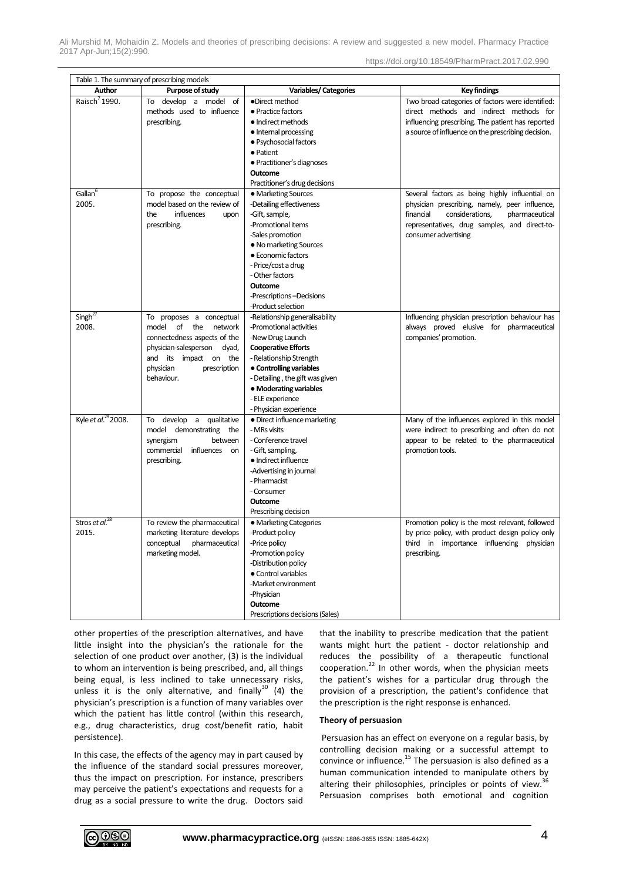| Table 1. The summary of prescribing models | | | |
|---|---|---|---|
| **Author** | **Purpose of study** | **Variables/ Categories** | **Key findings** |
| Raisch[7] 1990. | To develop a model of methods used to influence prescribing. | •Direct method<br>• Practice factors<br>• Indirect methods<br>• Internal processing<br>• Psychosocial factors<br>• Patient<br>• Practitioner's diagnoses<br>**Outcome**<br>Practitioner's drug decisions | Two broad categories of factors were identified: direct methods and indirect methods for influencing prescribing. The patient has reported a source of influence on the prescribing decision. |
| Gallan[6] 2005. | To propose the conceptual model based on the review of the influences upon prescribing. | • Marketing Sources<br>-Detailing effectiveness<br>-Gift, sample,<br>-Promotional items<br>-Sales promotion<br>• No marketing Sources<br>• Economic factors<br>- Price/cost a drug<br>- Other factors<br>**Outcome**<br>-Prescriptions –Decisions<br>-Product selection | Several factors as being highly influential on physician prescribing, namely, peer influence, financial considerations, pharmaceutical representatives, drug samples, and direct-to-consumer advertising |
| Singh[27] 2008. | To proposes a conceptual model of the network connectedness aspects of the physician-salesperson dyad, and its impact on the physician prescription behaviour. | -Relationship generalisability<br>-Promotional activities<br>-New Drug Launch<br>**Cooperative Efforts**<br>- Relationship Strength<br>**• Controlling variables**<br>- Detailing , the gift was given<br>**• Moderating variables**<br>- ELE experience<br>- Physician experience | Influencing physician prescription behaviour has always proved elusive for pharmaceutical companies' promotion. |
| Kyle *et al.*[29] 2008. | To develop a qualitative model demonstrating the synergism between commercial influences on prescribing. | • Direct influence marketing<br>- MRs visits<br>- Conference travel<br>- Gift, sampling,<br>• Indirect influence<br>-Advertising in journal<br>- Pharmacist<br>- Consumer<br>**Outcome**<br>Prescribing decision | Many of the influences explored in this model were indirect to prescribing and often do not appear to be related to the pharmaceutical promotion tools. |
| Stros *et al.*[28] 2015. | To review the pharmaceutical marketing literature develops conceptual pharmaceutical marketing model. | • Marketing Categories<br>-Product policy<br>-Price policy<br>-Promotion policy<br>-Distribution policy<br>• Control variables<br>-Market environment<br>-Physician<br>**Outcome**<br>Prescriptions decisions (Sales) | Promotion policy is the most relevant, followed by price policy, with product design policy only third in importance influencing physician prescribing. |

other properties of the prescription alternatives, and have little insight into the physician's the rationale for the selection of one product over another, (3) is the individual to whom an intervention is being prescribed, and, all things being equal, is less inclined to take unnecessary risks, unless it is the only alternative, and finally[30] (4) the physician's prescription is a function of many variables over which the patient has little control (within this research, e.g., drug characteristics, drug cost/benefit ratio, habit persistence).

In this case, the effects of the agency may in part caused by the influence of the standard social pressures moreover, thus the impact on prescription. For instance, prescribers may perceive the patient's expectations and requests for a drug as a social pressure to write the drug. Doctors said that the inability to prescribe medication that the patient wants might hurt the patient - doctor relationship and reduces the possibility of a therapeutic functional cooperation.[22] In other words, when the physician meets the patient's wishes for a particular drug through the provision of a prescription, the patient's confidence that the prescription is the right response is enhanced.

**Theory of persuasion**

Persuasion has an effect on everyone on a regular basis, by controlling decision making or a successful attempt to convince or influence.[15] The persuasion is also defined as a human communication intended to manipulate others by altering their philosophies, principles or points of view.[36] Persuasion comprises both emotional and cognition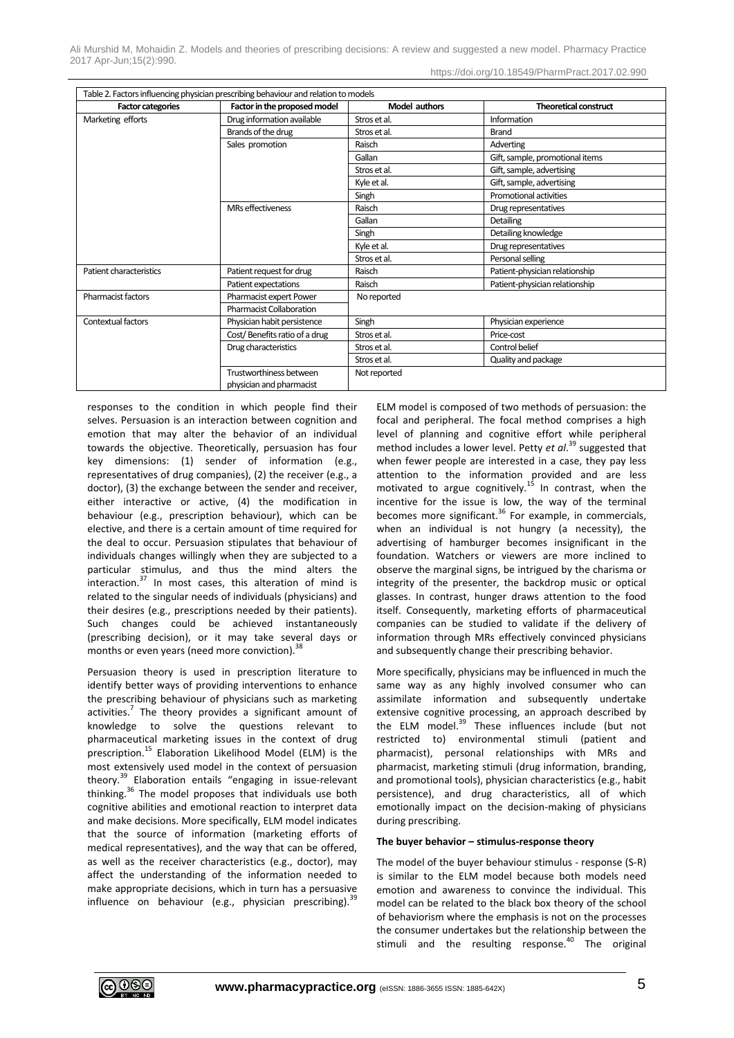Table 2. Factors influencing physician prescribing behaviour and relation to models

| Factor categories | Factor in the proposed model | Model authors | Theoretical construct |
|---|---|---|---|
| Marketing efforts | Drug information available | Stros et al. | Information |
| | Brands of the drug | Stros et al. | Brand |
| | Sales promotion | Raisch | Adverting |
| | | Gallan | Gift, sample, promotional items |
| | | Stros et al. | Gift, sample, advertising |
| | | Kyle et al. | Gift, sample, advertising |
| | | Singh | Promotional activities |
| | MRs effectiveness | Raisch | Drug representatives |
| | | Gallan | Detailing |
| | | Singh | Detailing knowledge |
| | | Kyle et al. | Drug representatives |
| | | Stros et al. | Personal selling |
| Patient characteristics | Patient request for drug | Raisch | Patient-physician relationship |
| | Patient expectations | Raisch | Patient-physician relationship |
| Pharmacist factors | Pharmacist expert Power | No reported | |
| | Pharmacist Collaboration | | |
| Contextual factors | Physician habit persistence | Singh | Physician experience |
| | Cost/ Benefits ratio of a drug | Stros et al. | Price-cost |
| | Drug characteristics | Stros et al. | Control belief |
| | | Stros et al. | Quality and package |
| | Trustworthiness between physician and pharmacist | Not reported | |

responses to the condition in which people find their selves. Persuasion is an interaction between cognition and emotion that may alter the behavior of an individual towards the objective. Theoretically, persuasion has four key dimensions: (1) sender of information (e.g., representatives of drug companies), (2) the receiver (e.g., a doctor), (3) the exchange between the sender and receiver, either interactive or active, (4) the modification in behaviour (e.g., prescription behaviour), which can be elective, and there is a certain amount of time required for the deal to occur. Persuasion stipulates that behaviour of individuals changes willingly when they are subjected to a particular stimulus, and thus the mind alters the interaction.[37] In most cases, this alteration of mind is related to the singular needs of individuals (physicians) and their desires (e.g., prescriptions needed by their patients). Such changes could be achieved instantaneously (prescribing decision), or it may take several days or months or even years (need more conviction).[38]

Persuasion theory is used in prescription literature to identify better ways of providing interventions to enhance the prescribing behaviour of physicians such as marketing activities.[7] The theory provides a significant amount of knowledge to solve the questions relevant to pharmaceutical marketing issues in the context of drug prescription.[15] Elaboration Likelihood Model (ELM) is the most extensively used model in the context of persuasion theory.[39] Elaboration entails "engaging in issue-relevant thinking.[36] The model proposes that individuals use both cognitive abilities and emotional reaction to interpret data and make decisions. More specifically, ELM model indicates that the source of information (marketing efforts of medical representatives), and the way that can be offered, as well as the receiver characteristics (e.g., doctor), may affect the understanding of the information needed to make appropriate decisions, which in turn has a persuasive influence on behaviour (e.g., physician prescribing).[39]

ELM model is composed of two methods of persuasion: the focal and peripheral. The focal method comprises a high level of planning and cognitive effort while peripheral method includes a lower level. Petty *et al.*[39] suggested that when fewer people are interested in a case, they pay less attention to the information provided and are less motivated to argue cognitively.[15] In contrast, when the incentive for the issue is low, the way of the terminal becomes more significant.[36] For example, in commercials, when an individual is not hungry (a necessity), the advertising of hamburger becomes insignificant in the foundation. Watchers or viewers are more inclined to observe the marginal signs, be intrigued by the charisma or integrity of the presenter, the backdrop music or optical glasses. In contrast, hunger draws attention to the food itself. Consequently, marketing efforts of pharmaceutical companies can be studied to validate if the delivery of information through MRs effectively convinced physicians and subsequently change their prescribing behavior.

More specifically, physicians may be influenced in much the same way as any highly involved consumer who can assimilate information and subsequently undertake extensive cognitive processing, an approach described by the ELM model.[39] These influences include (but not restricted to) environmental stimuli (patient and pharmacist), personal relationships with MRs and pharmacist, marketing stimuli (drug information, branding, and promotional tools), physician characteristics (e.g., habit persistence), and drug characteristics, all of which emotionally impact on the decision-making of physicians during prescribing.

**The buyer behavior – stimulus-response theory**

The model of the buyer behaviour stimulus - response (S-R) is similar to the ELM model because both models need emotion and awareness to convince the individual. This model can be related to the black box theory of the school of behaviorism where the emphasis is not on the processes the consumer undertakes but the relationship between the stimuli and the resulting response.[40] The original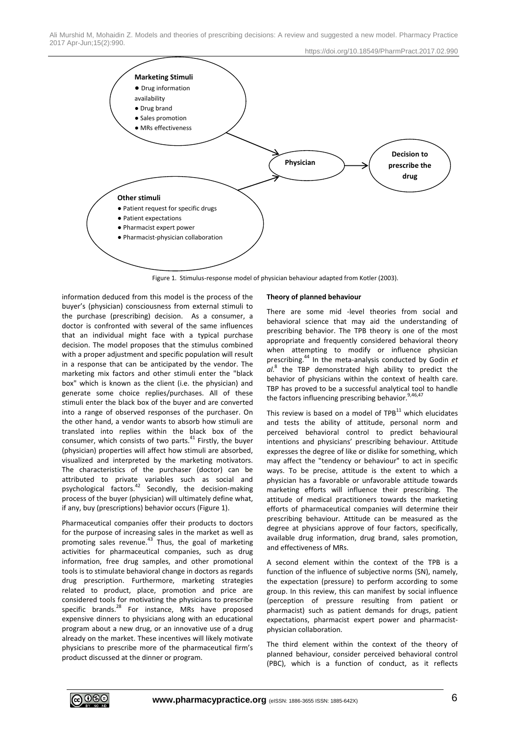Marketing Stimuli

● Drug information availability

● Drug brand

● Sales promotion

● MRs effectiveness

Physician

Decision to prescribe the drug

Other stimuli

● Patient request for specific drugs

● Patient expectations

● Pharmacist expert power

● Pharmacist-physician collaboration

Figure 1. Stimulus-response model of physician behaviour adapted from Kotler (2003).

information deduced from this model is the process of the buyer's (physician) consciousness from external stimuli to the purchase (prescribing) decision. As a consumer, a doctor is confronted with several of the same influences that an individual might face with a typical purchase decision. The model proposes that the stimulus combined with a proper adjustment and specific population will result in a response that can be anticipated by the vendor. The marketing mix factors and other stimuli enter the "black box" which is known as the client (i.e. the physician) and generate some choice replies/purchases. All of these stimuli enter the black box of the buyer and are converted into a range of observed responses of the purchaser. On the other hand, a vendor wants to absorb how stimuli are translated into replies within the black box of the consumer, which consists of two parts.[41] Firstly, the buyer (physician) properties will affect how stimuli are absorbed, visualized and interpreted by the marketing motivators. The characteristics of the purchaser (doctor) can be attributed to private variables such as social and psychological factors.[42] Secondly, the decision-making process of the buyer (physician) will ultimately define what, if any, buy (prescriptions) behavior occurs (Figure 1).

Pharmaceutical companies offer their products to doctors for the purpose of increasing sales in the market as well as promoting sales revenue.[43] Thus, the goal of marketing activities for pharmaceutical companies, such as drug information, free drug samples, and other promotional tools is to stimulate behavioral change in doctors as regards drug prescription. Furthermore, marketing strategies related to product, place, promotion and price are considered tools for motivating the physicians to prescribe specific brands.[28] For instance, MRs have proposed expensive dinners to physicians along with an educational program about a new drug, or an innovative use of a drug already on the market. These incentives will likely motivate physicians to prescribe more of the pharmaceutical firm's product discussed at the dinner or program.

### Theory of planned behaviour

There are some mid -level theories from social and behavioral science that may aid the understanding of prescribing behavior. The TPB theory is one of the most appropriate and frequently considered behavioral theory when attempting to modify or influence physician prescribing.[44] In the meta-analysis conducted by Godin *et al.*[8] the TBP demonstrated high ability to predict the behavior of physicians within the context of health care. TBP has proved to be a successful analytical tool to handle the factors influencing prescribing behavior.[9,46,47]

This review is based on a model of TPB[11] which elucidates and tests the ability of attitude, personal norm and perceived behavioral control to predict behavioural intentions and physicians' prescribing behaviour. Attitude expresses the degree of like or dislike for something, which may affect the "tendency or behaviour" to act in specific ways. To be precise, attitude is the extent to which a physician has a favorable or unfavorable attitude towards marketing efforts will influence their prescribing. The attitude of medical practitioners towards the marketing efforts of pharmaceutical companies will determine their prescribing behaviour. Attitude can be measured as the degree at physicians approve of four factors, specifically, available drug information, drug brand, sales promotion, and effectiveness of MRs.

A second element within the context of the TPB is a function of the influence of subjective norms (SN), namely, the expectation (pressure) to perform according to some group. In this review, this can manifest by social influence (perception of pressure resulting from patient or pharmacist) such as patient demands for drugs, patient expectations, pharmacist expert power and pharmacist-physician collaboration.

The third element within the context of the theory of planned behaviour, consider perceived behavioral control (PBC), which is a function of conduct, as it reflects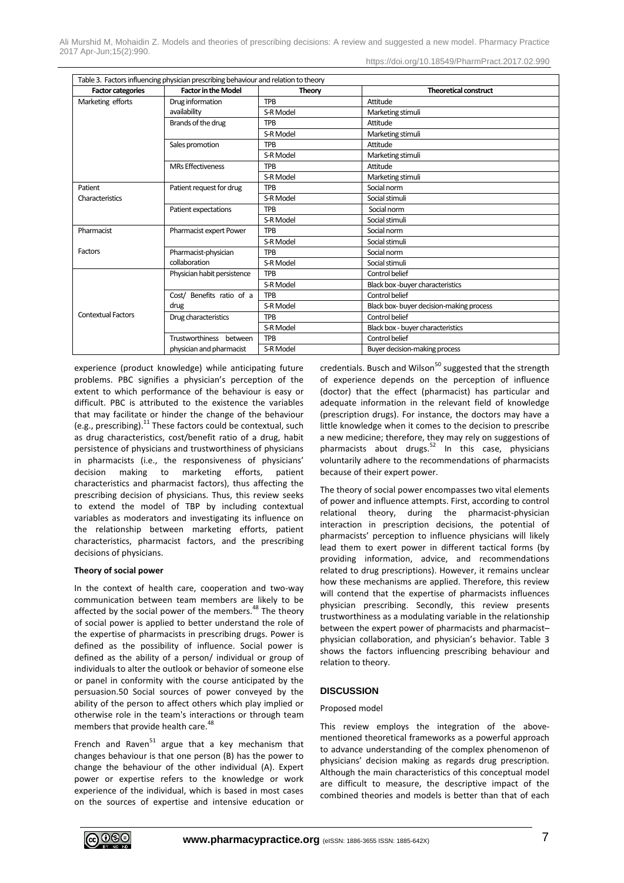Table 3. Factors influencing physician prescribing behaviour and relation to theory

| Factor categories | Factor in the Model | Theory | Theoretical construct |
|---|---|---|---|
| Marketing efforts | Drug information availability | TPB | Attitude |
| | | S-R Model | Marketing stimuli |
| | Brands of the drug | TPB | Attitude |
| | | S-R Model | Marketing stimuli |
| | Sales promotion | TPB | Attitude |
| | | S-R Model | Marketing stimuli |
| | MRs Effectiveness | TPB | Attitude |
| | | S-R Model | Marketing stimuli |
| Patient Characteristics | Patient request for drug | TPB | Social norm |
| | | S-R Model | Social stimuli |
| | Patient expectations | TPB | Social norm |
| | | S-R Model | Social stimuli |
| Pharmacist Factors | Pharmacist expert Power | TPB | Social norm |
| | | S-R Model | Social stimuli |
| | Pharmacist-physician collaboration | TPB | Social norm |
| | | S-R Model | Social stimuli |
| Contextual Factors | Physician habit persistence | TPB | Control belief |
| | | S-R Model | Black box -buyer characteristics |
| | Cost/ Benefits ratio of a drug | TPB | Control belief |
| | | S-R Model | Black box- buyer decision-making process |
| | Drug characteristics | TPB | Control belief |
| | | S-R Model | Black box - buyer characteristics |
| | Trustworthiness between physician and pharmacist | TPB | Control belief |
| | | S-R Model | Buyer decision-making process |

experience (product knowledge) while anticipating future problems. PBC signifies a physician's perception of the extent to which performance of the behaviour is easy or difficult. PBC is attributed to the existence the variables that may facilitate or hinder the change of the behaviour (e.g., prescribing).[11] These factors could be contextual, such as drug characteristics, cost/benefit ratio of a drug, habit persistence of physicians and trustworthiness of physicians in pharmacists (i.e., the responsiveness of physicians' decision making to marketing efforts, patient characteristics and pharmacist factors), thus affecting the prescribing decision of physicians. Thus, this review seeks to extend the model of TBP by including contextual variables as moderators and investigating its influence on the relationship between marketing efforts, patient characteristics, pharmacist factors, and the prescribing decisions of physicians.

**Theory of social power**

In the context of health care, cooperation and two-way communication between team members are likely to be affected by the social power of the members.[48] The theory of social power is applied to better understand the role of the expertise of pharmacists in prescribing drugs. Power is defined as the possibility of influence. Social power is defined as the ability of a person/ individual or group of individuals to alter the outlook or behavior of someone else or panel in conformity with the course anticipated by the persuasion.50 Social sources of power conveyed by the ability of the person to affect others which play implied or otherwise role in the team's interactions or through team members that provide health care.[48]

French and Raven[51] argue that a key mechanism that changes behaviour is that one person (B) has the power to change the behaviour of the other individual (A). Expert power or expertise refers to the knowledge or work experience of the individual, which is based in most cases on the sources of expertise and intensive education or credentials. Busch and Wilson[50] suggested that the strength of experience depends on the perception of influence (doctor) that the effect (pharmacist) has particular and adequate information in the relevant field of knowledge (prescription drugs). For instance, the doctors may have a little knowledge when it comes to the decision to prescribe a new medicine; therefore, they may rely on suggestions of pharmacists about drugs.[52] In this case, physicians voluntarily adhere to the recommendations of pharmacists because of their expert power.

The theory of social power encompasses two vital elements of power and influence attempts. First, according to control relational theory, during the pharmacist-physician interaction in prescription decisions, the potential of pharmacists' perception to influence physicians will likely lead them to exert power in different tactical forms (by providing information, advice, and recommendations related to drug prescriptions). However, it remains unclear how these mechanisms are applied. Therefore, this review will contend that the expertise of pharmacists influences physician prescribing. Secondly, this review presents trustworthiness as a modulating variable in the relationship between the expert power of pharmacists and pharmacist–physician collaboration, and physician's behavior. Table 3 shows the factors influencing prescribing behaviour and relation to theory.

## DISCUSSION

Proposed model

This review employs the integration of the above-mentioned theoretical frameworks as a powerful approach to advance understanding of the complex phenomenon of physicians' decision making as regards drug prescription. Although the main characteristics of this conceptual model are difficult to measure, the descriptive impact of the combined theories and models is better than that of each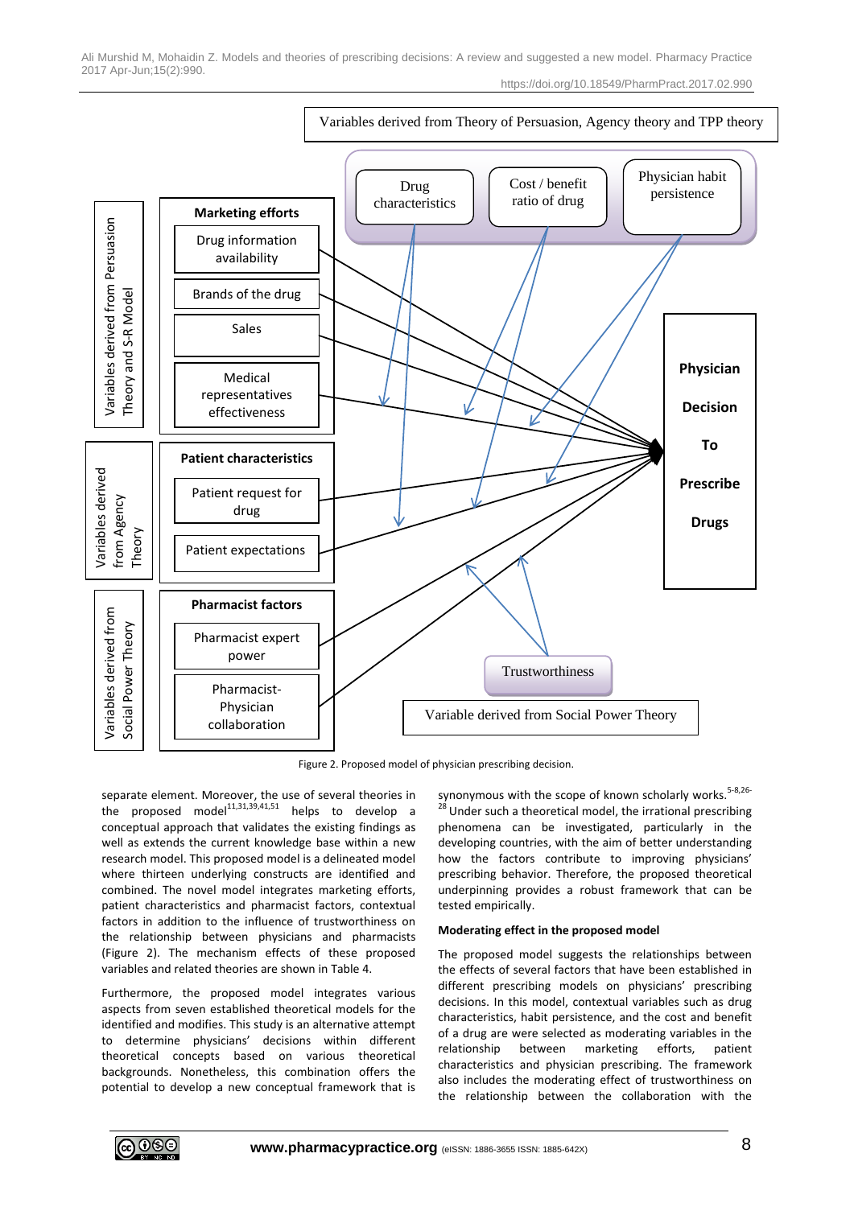Figure 2. Proposed model of physician prescribing decision.

separate element. Moreover, the use of several theories in the proposed model[11,31,39,41,51] helps to develop a conceptual approach that validates the existing findings as well as extends the current knowledge base within a new research model. This proposed model is a delineated model where thirteen underlying constructs are identified and combined. The novel model integrates marketing efforts, patient characteristics and pharmacist factors, contextual factors in addition to the influence of trustworthiness on the relationship between physicians and pharmacists (Figure 2). The mechanism effects of these proposed variables and related theories are shown in Table 4.

Furthermore, the proposed model integrates various aspects from seven established theoretical models for the identified and modifies. This study is an alternative attempt to determine physicians' decisions within different theoretical concepts based on various theoretical backgrounds. Nonetheless, this combination offers the potential to develop a new conceptual framework that is synonymous with the scope of known scholarly works.[5-8,26-28] Under such a theoretical model, the irrational prescribing phenomena can be investigated, particularly in the developing countries, with the aim of better understanding how the factors contribute to improving physicians' prescribing behavior. Therefore, the proposed theoretical underpinning provides a robust framework that can be tested empirically.

**Moderating effect in the proposed model**

The proposed model suggests the relationships between the effects of several factors that have been established in different prescribing models on physicians' prescribing decisions. In this model, contextual variables such as drug characteristics, habit persistence, and the cost and benefit of a drug are were selected as moderating variables in the relationship between marketing efforts, patient characteristics and physician prescribing. The framework also includes the moderating effect of trustworthiness on the relationship between the collaboration with the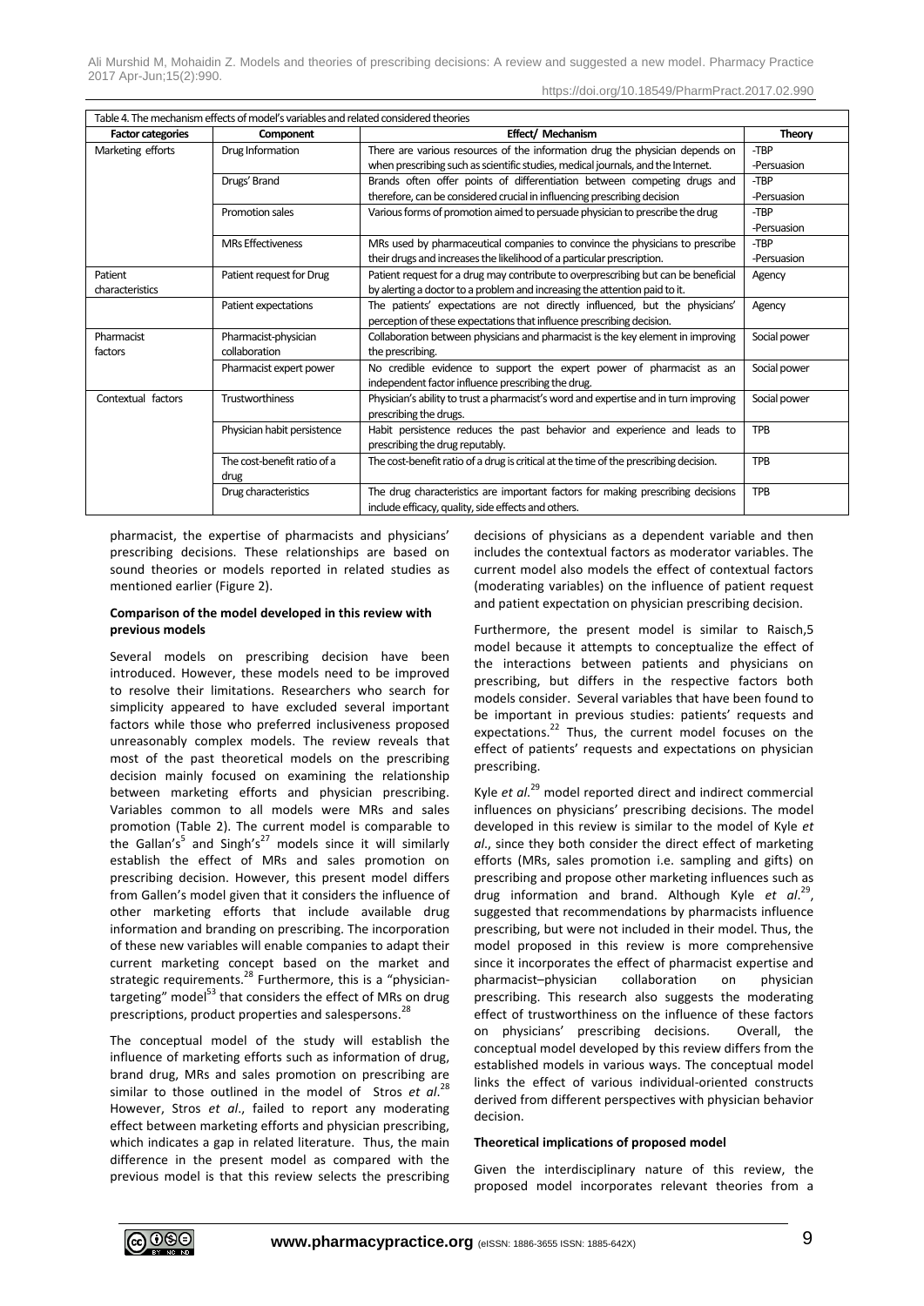Table 4. The mechanism effects of model's variables and related considered theories

| Factor categories | Component | Effect/ Mechanism | Theory |
|---|---|---|---|
| Marketing efforts | Drug Information | There are various resources of the information drug the physician depends on when prescribing such as scientific studies, medical journals, and the Internet. | -TBP -Persuasion |
| | Drugs' Brand | Brands often offer points of differentiation between competing drugs and therefore, can be considered crucial in influencing prescribing decision | -TBP -Persuasion |
| | Promotion sales | Various forms of promotion aimed to persuade physician to prescribe the drug | -TBP -Persuasion |
| | MRs Effectiveness | MRs used by pharmaceutical companies to convince the physicians to prescribe their drugs and increases the likelihood of a particular prescription. | -TBP -Persuasion |
| Patient characteristics | Patient request for Drug | Patient request for a drug may contribute to overprescribing but can be beneficial by alerting a doctor to a problem and increasing the attention paid to it. | Agency |
| | Patient expectations | The patients' expectations are not directly influenced, but the physicians' perception of these expectations that influence prescribing decision. | Agency |
| Pharmacist factors | Pharmacist-physician collaboration | Collaboration between physicians and pharmacist is the key element in improving the prescribing. | Social power |
| | Pharmacist expert power | No credible evidence to support the expert power of pharmacist as an independent factor influence prescribing the drug. | Social power |
| Contextual factors | Trustworthiness | Physician's ability to trust a pharmacist's word and expertise and in turn improving prescribing the drugs. | Social power |
| | Physician habit persistence | Habit persistence reduces the past behavior and experience and leads to prescribing the drug reputably. | TPB |
| | The cost-benefit ratio of a drug | The cost-benefit ratio of a drug is critical at the time of the prescribing decision. | TPB |
| | Drug characteristics | The drug characteristics are important factors for making prescribing decisions include efficacy, quality, side effects and others. | TPB |

pharmacist, the expertise of pharmacists and physicians' prescribing decisions. These relationships are based on sound theories or models reported in related studies as mentioned earlier (Figure 2).

**Comparison of the model developed in this review with previous models**

Several models on prescribing decision have been introduced. However, these models need to be improved to resolve their limitations. Researchers who search for simplicity appeared to have excluded several important factors while those who preferred inclusiveness proposed unreasonably complex models. The review reveals that most of the past theoretical models on the prescribing decision mainly focused on examining the relationship between marketing efforts and physician prescribing. Variables common to all models were MRs and sales promotion (Table 2). The current model is comparable to the Gallan's[5] and Singh's[27] models since it will similarly establish the effect of MRs and sales promotion on prescribing decision. However, this present model differs from Gallen's model given that it considers the influence of other marketing efforts that include available drug information and branding on prescribing. The incorporation of these new variables will enable companies to adapt their current marketing concept based on the market and strategic requirements.[28] Furthermore, this is a "physician-targeting" model[53] that considers the effect of MRs on drug prescriptions, product properties and salespersons.[28]

The conceptual model of the study will establish the influence of marketing efforts such as information of drug, brand drug, MRs and sales promotion on prescribing are similar to those outlined in the model of Stros *et al*.[28] However, Stros *et al*., failed to report any moderating effect between marketing efforts and physician prescribing, which indicates a gap in related literature. Thus, the main difference in the present model as compared with the previous model is that this review selects the prescribing decisions of physicians as a dependent variable and then includes the contextual factors as moderator variables. The current model also models the effect of contextual factors (moderating variables) on the influence of patient request and patient expectation on physician prescribing decision.

Furthermore, the present model is similar to Raisch,5 model because it attempts to conceptualize the effect of the interactions between patients and physicians on prescribing, but differs in the respective factors both models consider. Several variables that have been found to be important in previous studies: patients' requests and expectations.[22] Thus, the current model focuses on the effect of patients' requests and expectations on physician prescribing.

Kyle *et al*.[29] model reported direct and indirect commercial influences on physicians' prescribing decisions. The model developed in this review is similar to the model of Kyle *et al*., since they both consider the direct effect of marketing efforts (MRs, sales promotion i.e. sampling and gifts) on prescribing and propose other marketing influences such as drug information and brand. Although Kyle *et al*.[29], suggested that recommendations by pharmacists influence prescribing, but were not included in their model. Thus, the model proposed in this review is more comprehensive since it incorporates the effect of pharmacist expertise and pharmacist–physician collaboration on physician prescribing. This research also suggests the moderating effect of trustworthiness on the influence of these factors on physicians' prescribing decisions. Overall, the conceptual model developed by this review differs from the established models in various ways. The conceptual model links the effect of various individual-oriented constructs derived from different perspectives with physician behavior decision.

**Theoretical implications of proposed model**

Given the interdisciplinary nature of this review, the proposed model incorporates relevant theories from a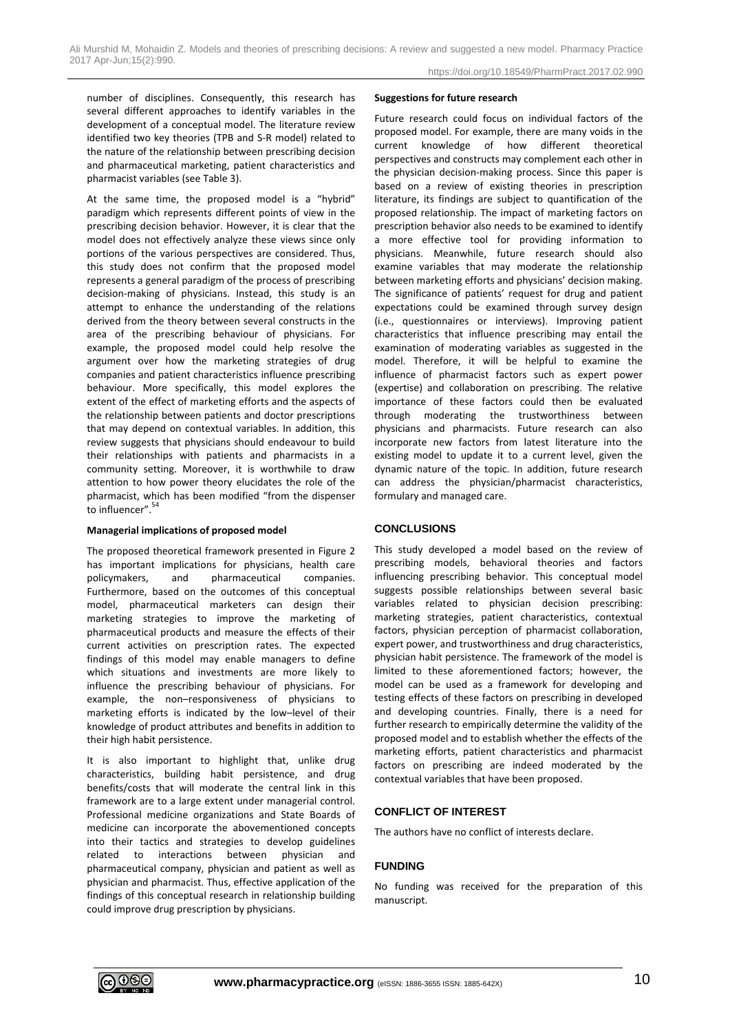number of disciplines. Consequently, this research has several different approaches to identify variables in the development of a conceptual model. The literature review identified two key theories (TPB and S-R model) related to the nature of the relationship between prescribing decision and pharmaceutical marketing, patient characteristics and pharmacist variables (see Table 3).

At the same time, the proposed model is a "hybrid" paradigm which represents different points of view in the prescribing decision behavior. However, it is clear that the model does not effectively analyze these views since only portions of the various perspectives are considered. Thus, this study does not confirm that the proposed model represents a general paradigm of the process of prescribing decision-making of physicians. Instead, this study is an attempt to enhance the understanding of the relations derived from the theory between several constructs in the area of the prescribing behaviour of physicians. For example, the proposed model could help resolve the argument over how the marketing strategies of drug companies and patient characteristics influence prescribing behaviour. More specifically, this model explores the extent of the effect of marketing efforts and the aspects of the relationship between patients and doctor prescriptions that may depend on contextual variables. In addition, this review suggests that physicians should endeavour to build their relationships with patients and pharmacists in a community setting. Moreover, it is worthwhile to draw attention to how power theory elucidates the role of the pharmacist, which has been modified "from the dispenser to influencer".[54]

**Managerial implications of proposed model**

The proposed theoretical framework presented in Figure 2 has important implications for physicians, health care policymakers, and pharmaceutical companies. Furthermore, based on the outcomes of this conceptual model, pharmaceutical marketers can design their marketing strategies to improve the marketing of pharmaceutical products and measure the effects of their current activities on prescription rates. The expected findings of this model may enable managers to define which situations and investments are more likely to influence the prescribing behaviour of physicians. For example, the non–responsiveness of physicians to marketing efforts is indicated by the low–level of their knowledge of product attributes and benefits in addition to their high habit persistence.

It is also important to highlight that, unlike drug characteristics, building habit persistence, and drug benefits/costs that will moderate the central link in this framework are to a large extent under managerial control. Professional medicine organizations and State Boards of medicine can incorporate the abovementioned concepts into their tactics and strategies to develop guidelines related to interactions between physician and pharmaceutical company, physician and patient as well as physician and pharmacist. Thus, effective application of the findings of this conceptual research in relationship building could improve drug prescription by physicians.

**Suggestions for future research**

Future research could focus on individual factors of the proposed model. For example, there are many voids in the current knowledge of how different theoretical perspectives and constructs may complement each other in the physician decision-making process. Since this paper is based on a review of existing theories in prescription literature, its findings are subject to quantification of the proposed relationship. The impact of marketing factors on prescription behavior also needs to be examined to identify a more effective tool for providing information to physicians. Meanwhile, future research should also examine variables that may moderate the relationship between marketing efforts and physicians' decision making. The significance of patients' request for drug and patient expectations could be examined through survey design (i.e., questionnaires or interviews). Improving patient characteristics that influence prescribing may entail the examination of moderating variables as suggested in the model. Therefore, it will be helpful to examine the influence of pharmacist factors such as expert power (expertise) and collaboration on prescribing. The relative importance of these factors could then be evaluated through moderating the trustworthiness between physicians and pharmacists. Future research can also incorporate new factors from latest literature into the existing model to update it to a current level, given the dynamic nature of the topic. In addition, future research can address the physician/pharmacist characteristics, formulary and managed care.

## CONCLUSIONS

This study developed a model based on the review of prescribing models, behavioral theories and factors influencing prescribing behavior. This conceptual model suggests possible relationships between several basic variables related to physician decision prescribing: marketing strategies, patient characteristics, contextual factors, physician perception of pharmacist collaboration, expert power, and trustworthiness and drug characteristics, physician habit persistence. The framework of the model is limited to these aforementioned factors; however, the model can be used as a framework for developing and testing effects of these factors on prescribing in developed and developing countries. Finally, there is a need for further research to empirically determine the validity of the proposed model and to establish whether the effects of the marketing efforts, patient characteristics and pharmacist factors on prescribing are indeed moderated by the contextual variables that have been proposed.

## CONFLICT OF INTEREST

The authors have no conflict of interests declare.

## FUNDING

No funding was received for the preparation of this manuscript.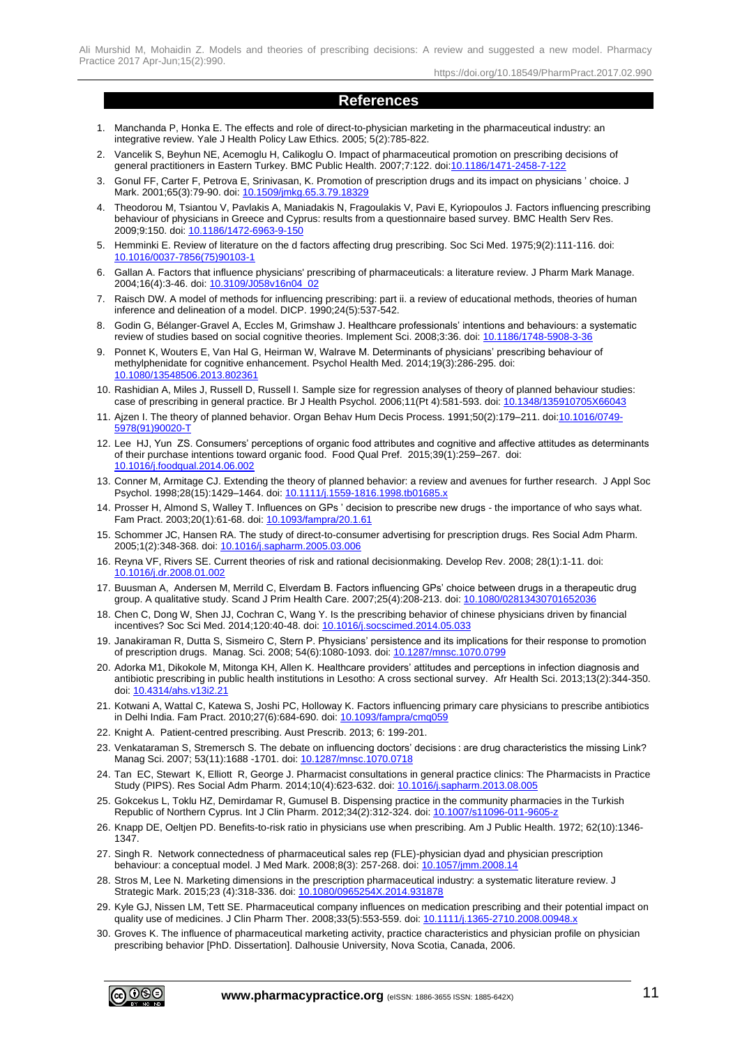## References

1. Manchanda P, Honka E. The effects and role of direct-to-physician marketing in the pharmaceutical industry: an integrative review. Yale J Health Policy Law Ethics. 2005; 5(2):785-822.
2. Vancelik S, Beyhun NE, Acemoglu H, Calikoglu O. Impact of pharmaceutical promotion on prescribing decisions of general practitioners in Eastern Turkey. BMC Public Health. 2007;7:122. doi:10.1186/1471-2458-7-122
3. Gonul FF, Carter F, Petrova E, Srinivasan, K. Promotion of prescription drugs and its impact on physicians ' choice. J Mark. 2001;65(3):79-90. doi: 10.1509/jmkg.65.3.79.18329
4. Theodorou M, Tsiantou V, Pavlakis A, Maniadakis N, Fragoulakis V, Pavi E, Kyriopoulos J. Factors influencing prescribing behaviour of physicians in Greece and Cyprus: results from a questionnaire based survey. BMC Health Serv Res. 2009;9:150. doi: 10.1186/1472-6963-9-150
5. Hemminki E. Review of literature on the d factors affecting drug prescribing. Soc Sci Med. 1975;9(2):111-116. doi: 10.1016/0037-7856(75)90103-1
6. Gallan A. Factors that influence physicians' prescribing of pharmaceuticals: a literature review. J Pharm Mark Manage. 2004;16(4):3-46. doi: 10.3109/J058v16n04_02
7. Raisch DW. A model of methods for influencing prescribing: part ii. a review of educational methods, theories of human inference and delineation of a model. DICP. 1990;24(5):537-542.
8. Godin G, Bélanger-Gravel A, Eccles M, Grimshaw J. Healthcare professionals' intentions and behaviours: a systematic review of studies based on social cognitive theories. Implement Sci. 2008;3:36. doi: 10.1186/1748-5908-3-36
9. Ponnet K, Wouters E, Van Hal G, Heirman W, Walrave M. Determinants of physicians' prescribing behaviour of methylphenidate for cognitive enhancement. Psychol Health Med. 2014;19(3):286-295. doi: 10.1080/13548506.2013.802361
10. Rashidian A, Miles J, Russell D, Russell I. Sample size for regression analyses of theory of planned behaviour studies: case of prescribing in general practice. Br J Health Psychol. 2006;11(Pt 4):581-593. doi: 10.1348/135910705X66043
11. Ajzen I. The theory of planned behavior. Organ Behav Hum Decis Process. 1991;50(2):179–211. doi:10.1016/0749-5978(91)90020-T
12. Lee HJ, Yun ZS. Consumers' perceptions of organic food attributes and cognitive and affective attitudes as determinants of their purchase intentions toward organic food. Food Qual Pref. 2015;39(1):259–267. doi: 10.1016/j.foodqual.2014.06.002
13. Conner M, Armitage CJ. Extending the theory of planned behavior: a review and avenues for further research. J Appl Soc Psychol. 1998;28(15):1429–1464. doi: 10.1111/j.1559-1816.1998.tb01685.x
14. Prosser H, Almond S, Walley T. Influences on GPs ' decision to prescribe new drugs - the importance of who says what. Fam Pract. 2003;20(1):61-68. doi: 10.1093/fampra/20.1.61
15. Schommer JC, Hansen RA. The study of direct-to-consumer advertising for prescription drugs. Res Social Adm Pharm. 2005;1(2):348-368. doi: 10.1016/j.sapharm.2005.03.006
16. Reyna VF, Rivers SE. Current theories of risk and rational decisionmaking. Develop Rev. 2008; 28(1):1-11. doi: 10.1016/j.dr.2008.01.002
17. Buusman A, Andersen M, Merrild C, Elverdam B. Factors influencing GPs' choice between drugs in a therapeutic drug group. A qualitative study. Scand J Prim Health Care. 2007;25(4):208-213. doi: 10.1080/02813430701652036
18. Chen C, Dong W, Shen JJ, Cochran C, Wang Y. Is the prescribing behavior of chinese physicians driven by financial incentives? Soc Sci Med. 2014;120:40-48. doi: 10.1016/j.socscimed.2014.05.033
19. Janakiraman R, Dutta S, Sismeiro C, Stern P. Physicians' persistence and its implications for their response to promotion of prescription drugs. Manag. Sci. 2008; 54(6):1080-1093. doi: 10.1287/mnsc.1070.0799
20. Adorka M1, Dikokole M, Mitonga KH, Allen K. Healthcare providers' attitudes and perceptions in infection diagnosis and antibiotic prescribing in public health institutions in Lesotho: A cross sectional survey. Afr Health Sci. 2013;13(2):344-350. doi: 10.4314/ahs.v13i2.21
21. Kotwani A, Wattal C, Katewa S, Joshi PC, Holloway K. Factors influencing primary care physicians to prescribe antibiotics in Delhi India. Fam Pract. 2010;27(6):684-690. doi: 10.1093/fampra/cmq059
22. Knight A. Patient-centred prescribing. Aust Prescrib. 2013; 6: 199-201.
23. Venkataraman S, Stremersch S. The debate on influencing doctors' decisions : are drug characteristics the missing Link? Manag Sci. 2007; 53(11):1688 -1701. doi: 10.1287/mnsc.1070.0718
24. Tan EC, Stewart K, Elliott R, George J. Pharmacist consultations in general practice clinics: The Pharmacists in Practice Study (PIPS). Res Social Adm Pharm. 2014;10(4):623-632. doi: 10.1016/j.sapharm.2013.08.005
25. Gokcekus L, Toklu HZ, Demirdamar R, Gumusel B. Dispensing practice in the community pharmacies in the Turkish Republic of Northern Cyprus. Int J Clin Pharm. 2012;34(2):312-324. doi: 10.1007/s11096-011-9605-z
26. Knapp DE, Oeltjen PD. Benefits-to-risk ratio in physicians use when prescribing. Am J Public Health. 1972; 62(10):1346-1347.
27. Singh R. Network connectedness of pharmaceutical sales rep (FLE)-physician dyad and physician prescription behaviour: a conceptual model. J Med Mark. 2008;8(3): 257-268. doi: 10.1057/jmm.2008.14
28. Stros M, Lee N. Marketing dimensions in the prescription pharmaceutical industry: a systematic literature review. J Strategic Mark. 2015;23 (4):318-336. doi: 10.1080/0965254X.2014.931878
29. Kyle GJ, Nissen LM, Tett SE. Pharmaceutical company influences on medication prescribing and their potential impact on quality use of medicines. J Clin Pharm Ther. 2008;33(5):553-559. doi: 10.1111/j.1365-2710.2008.00948.x
30. Groves K. The influence of pharmaceutical marketing activity, practice characteristics and physician profile on physician prescribing behavior [PhD. Dissertation]. Dalhousie University, Nova Scotia, Canada, 2006.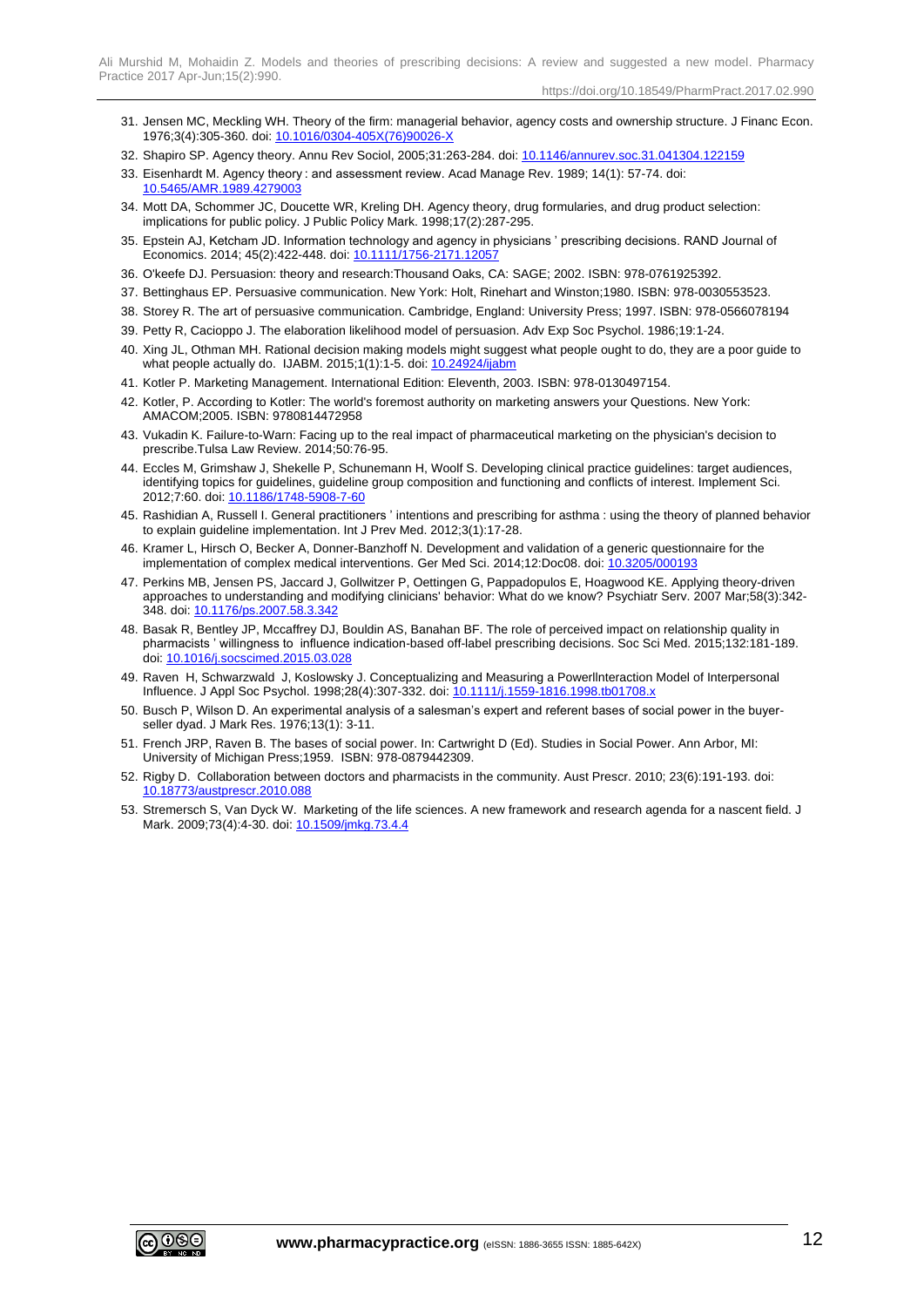31. Jensen MC, Meckling WH. Theory of the firm: managerial behavior, agency costs and ownership structure. J Financ Econ. 1976;3(4):305-360. doi: 10.1016/0304-405X(76)90026-X
32. Shapiro SP. Agency theory. Annu Rev Sociol, 2005;31:263-284. doi: 10.1146/annurev.soc.31.041304.122159
33. Eisenhardt M. Agency theory : and assessment review. Acad Manage Rev. 1989; 14(1): 57-74. doi: 10.5465/AMR.1989.4279003
34. Mott DA, Schommer JC, Doucette WR, Kreling DH. Agency theory, drug formularies, and drug product selection: implications for public policy. J Public Policy Mark. 1998;17(2):287-295.
35. Epstein AJ, Ketcham JD. Information technology and agency in physicians ' prescribing decisions. RAND Journal of Economics. 2014; 45(2):422-448. doi: 10.1111/1756-2171.12057
36. O'keefe DJ. Persuasion: theory and research:Thousand Oaks, CA: SAGE; 2002. ISBN: 978-0761925392.
37. Bettinghaus EP. Persuasive communication. New York: Holt, Rinehart and Winston;1980. ISBN: 978-0030553523.
38. Storey R. The art of persuasive communication. Cambridge, England: University Press; 1997. ISBN: 978-0566078194
39. Petty R, Cacioppo J. The elaboration likelihood model of persuasion. Adv Exp Soc Psychol. 1986;19:1-24.
40. Xing JL, Othman MH. Rational decision making models might suggest what people ought to do, they are a poor guide to what people actually do. IJABM. 2015;1(1):1-5. doi: 10.24924/ijabm
41. Kotler P. Marketing Management. International Edition: Eleventh, 2003. ISBN: 978-0130497154.
42. Kotler, P. According to Kotler: The world's foremost authority on marketing answers your Questions. New York: AMACOM;2005. ISBN: 9780814472958
43. Vukadin K. Failure-to-Warn: Facing up to the real impact of pharmaceutical marketing on the physician's decision to prescribe.Tulsa Law Review. 2014;50:76-95.
44. Eccles M, Grimshaw J, Shekelle P, Schunemann H, Woolf S. Developing clinical practice guidelines: target audiences, identifying topics for guidelines, guideline group composition and functioning and conflicts of interest. Implement Sci. 2012;7:60. doi: 10.1186/1748-5908-7-60
45. Rashidian A, Russell I. General practitioners ' intentions and prescribing for asthma : using the theory of planned behavior to explain guideline implementation. Int J Prev Med. 2012;3(1):17-28.
46. Kramer L, Hirsch O, Becker A, Donner-Banzhoff N. Development and validation of a generic questionnaire for the implementation of complex medical interventions. Ger Med Sci. 2014;12:Doc08. doi: 10.3205/000193
47. Perkins MB, Jensen PS, Jaccard J, Gollwitzer P, Oettingen G, Pappadopulos E, Hoagwood KE. Applying theory-driven approaches to understanding and modifying clinicians' behavior: What do we know? Psychiatr Serv. 2007 Mar;58(3):342-348. doi: 10.1176/ps.2007.58.3.342
48. Basak R, Bentley JP, Mccaffrey DJ, Bouldin AS, Banahan BF. The role of perceived impact on relationship quality in pharmacists ' willingness to influence indication-based off-label prescribing decisions. Soc Sci Med. 2015;132:181-189. doi: 10.1016/j.socscimed.2015.03.028
49. Raven H, Schwarzwald J, Koslowsky J. Conceptualizing and Measuring a PowerlInteraction Model of Interpersonal Influence. J Appl Soc Psychol. 1998;28(4):307-332. doi: 10.1111/j.1559-1816.1998.tb01708.x
50. Busch P, Wilson D. An experimental analysis of a salesman's expert and referent bases of social power in the buyer-seller dyad. J Mark Res. 1976;13(1): 3-11.
51. French JRP, Raven B. The bases of social power. In: Cartwright D (Ed). Studies in Social Power. Ann Arbor, MI: University of Michigan Press;1959. ISBN: 978-0879442309.
52. Rigby D. Collaboration between doctors and pharmacists in the community. Aust Prescr. 2010; 23(6):191-193. doi: 10.18773/austprescr.2010.088
53. Stremersch S, Van Dyck W. Marketing of the life sciences. A new framework and research agenda for a nascent field. J Mark. 2009;73(4):4-30. doi: 10.1509/jmkg.73.4.4